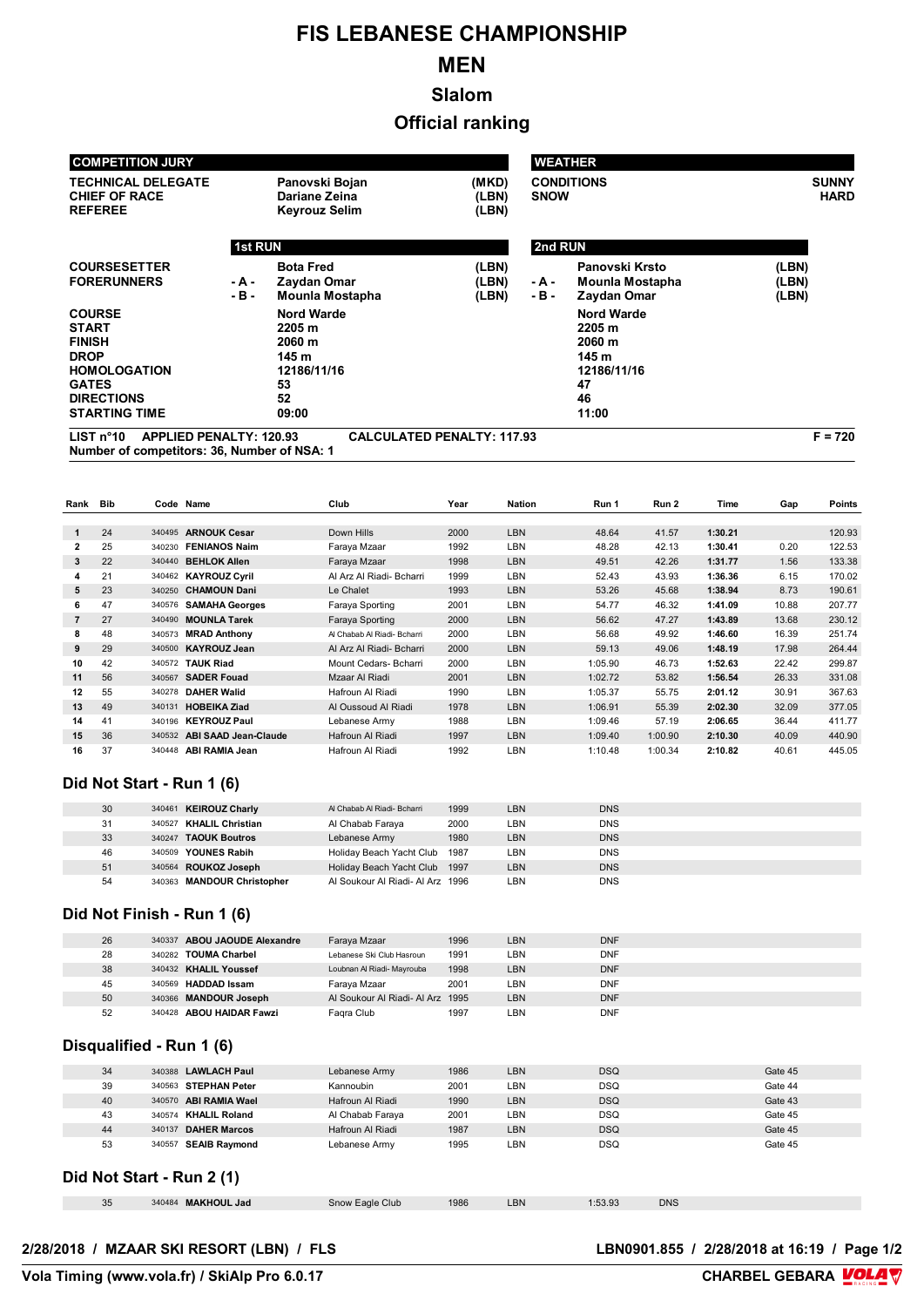# FIS LEBANESE CHAMPIONSHIP

# MEN

## Slalom

## Official ranking

| COMPETITION JURY | | |
|---|---|---|
| TECHNICAL DELEGATE | Panovski Bojan | (MKD) |
| CHIEF OF RACE | Dariane Zeina | (LBN) |
| REFEREE | Keyrouz Selim | (LBN) |

| WEATHER | |
|---|---|
| CONDITIONS | SUNNY |
| SNOW | HARD |

| | 1st RUN | | | 2nd RUN | |
|---|---|---|---|---|---|
| COURSESETTER | Bota Fred | (LBN) | | Panovski Krsto | (LBN) |
| FORERUNNERS | - A - Zaydan Omar | (LBN) | | - A - Mounla Mostapha | (LBN) |
| | - B - Mounla Mostapha | (LBN) | | - B - Zaydan Omar | (LBN) |
| COURSE | Nord Warde | | | Nord Warde | |
| START | 2205 m | | | 2205 m | |
| FINISH | 2060 m | | | 2060 m | |
| DROP | 145 m | | | 145 m | |
| HOMOLOGATION | 12186/11/16 | | | 12186/11/16 | |
| GATES | 53 | | | 47 | |
| DIRECTIONS | 52 | | | 46 | |
| STARTING TIME | 09:00 | | | 11:00 | |

**LIST n°10 APPLIED PENALTY: 120.93 CALCULATED PENALTY: 117.93 F = 720**

**Number of competitors: 36, Number of NSA: 1**

| Rank | Bib | Code | Name | Club | Year | Nation | Run 1 | Run 2 | Time | Gap | Points |
|---|---|---|---|---|---|---|---|---|---|---|---|
| 1 | 24 | 340495 | **ARNOUK Cesar** | Down Hills | 2000 | LBN | 48.64 | 41.57 | **1:30.21** | | 120.93 |
| 2 | 25 | 340230 | **FENIANOS Naim** | Faraya Mzaar | 1992 | LBN | 48.28 | 42.13 | **1:30.41** | 0.20 | 122.53 |
| 3 | 22 | 340440 | **BEHLOK Allen** | Faraya Mzaar | 1998 | LBN | 49.51 | 42.26 | **1:31.77** | 1.56 | 133.38 |
| 4 | 21 | 340462 | **KAYROUZ Cyril** | Al Arz Al Riadi- Bcharri | 1999 | LBN | 52.43 | 43.93 | **1:36.36** | 6.15 | 170.02 |
| 5 | 23 | 340250 | **CHAMOUN Dani** | Le Chalet | 1993 | LBN | 53.26 | 45.68 | **1:38.94** | 8.73 | 190.61 |
| 6 | 47 | 340576 | **SAMAHA Georges** | Faraya Sporting | 2001 | LBN | 54.77 | 46.32 | **1:41.09** | 10.88 | 207.77 |
| 7 | 27 | 340490 | **MOUNLA Tarek** | Faraya Sporting | 2000 | LBN | 56.62 | 47.27 | **1:43.89** | 13.68 | 230.12 |
| 8 | 48 | 340573 | **MRAD Anthony** | Al Chabab Al Riadi- Bcharri | 2000 | LBN | 56.68 | 49.92 | **1:46.60** | 16.39 | 251.74 |
| 9 | 29 | 340500 | **KAYROUZ Jean** | Al Arz Al Riadi- Bcharri | 2000 | LBN | 59.13 | 49.06 | **1:48.19** | 17.98 | 264.44 |
| 10 | 42 | 340572 | **TAUK Riad** | Mount Cedars- Bcharri | 2000 | LBN | 1:05.90 | 46.73 | **1:52.63** | 22.42 | 299.87 |
| 11 | 56 | 340567 | **SADER Fouad** | Mzaar Al Riadi | 2001 | LBN | 1:02.72 | 53.82 | **1:56.54** | 26.33 | 331.08 |
| 12 | 55 | 340278 | **DAHER Walid** | Hafroun Al Riadi | 1990 | LBN | 1:05.37 | 55.75 | **2:01.12** | 30.91 | 367.63 |
| 13 | 49 | 340131 | **HOBEIKA Ziad** | Al Oussoud Al Riadi | 1978 | LBN | 1:06.91 | 55.39 | **2:02.30** | 32.09 | 377.05 |
| 14 | 41 | 340196 | **KEYROUZ Paul** | Lebanese Army | 1988 | LBN | 1:09.46 | 57.19 | **2:06.65** | 36.44 | 411.77 |
| 15 | 36 | 340532 | **ABI SAAD Jean-Claude** | Hafroun Al Riadi | 1997 | LBN | 1:09.40 | 1:00.90 | **2:10.30** | 40.09 | 440.90 |
| 16 | 37 | 340448 | **ABI RAMIA Jean** | Hafroun Al Riadi | 1992 | LBN | 1:10.48 | 1:00.34 | **2:10.82** | 40.61 | 445.05 |

## Did Not Start - Run 1 (6)

| Bib | Code | Name | Club | Year | Nation | Run 1 |
|---|---|---|---|---|---|---|
| 30 | 340461 | **KEIROUZ Charly** | Al Chabab Al Riadi- Bcharri | 1999 | LBN | DNS |
| 31 | 340527 | **KHALIL Christian** | Al Chabab Faraya | 2000 | LBN | DNS |
| 33 | 340247 | **TAOUK Boutros** | Lebanese Army | 1980 | LBN | DNS |
| 46 | 340509 | **YOUNES Rabih** | Holiday Beach Yacht Club | 1987 | LBN | DNS |
| 51 | 340564 | **ROUKOZ Joseph** | Holiday Beach Yacht Club | 1997 | LBN | DNS |
| 54 | 340363 | **MANDOUR Christopher** | Al Soukour Al Riadi- Al Arz | 1996 | LBN | DNS |

## Did Not Finish - Run 1 (6)

| Bib | Code | Name | Club | Year | Nation | Run 1 |
|---|---|---|---|---|---|---|
| 26 | 340337 | **ABOU JAOUDE Alexandre** | Faraya Mzaar | 1996 | LBN | DNF |
| 28 | 340282 | **TOUMA Charbel** | Lebanese Ski Club Hasroun | 1991 | LBN | DNF |
| 38 | 340432 | **KHALIL Youssef** | Loubnan Al Riadi- Mayrouba | 1998 | LBN | DNF |
| 45 | 340569 | **HADDAD Issam** | Faraya Mzaar | 2001 | LBN | DNF |
| 50 | 340366 | **MANDOUR Joseph** | Al Soukour Al Riadi- Al Arz | 1995 | LBN | DNF |
| 52 | 340428 | **ABOU HAIDAR Fawzi** | Faqra Club | 1997 | LBN | DNF |

## Disqualified - Run 1 (6)

| Bib | Code | Name | Club | Year | Nation | Run 1 | |
|---|---|---|---|---|---|---|---|
| 34 | 340388 | **LAWLACH Paul** | Lebanese Army | 1986 | LBN | DSQ | Gate 45 |
| 39 | 340563 | **STEPHAN Peter** | Kannoubin | 2001 | LBN | DSQ | Gate 44 |
| 40 | 340570 | **ABI RAMIA Wael** | Hafroun Al Riadi | 1990 | LBN | DSQ | Gate 43 |
| 43 | 340574 | **KHALIL Roland** | Al Chabab Faraya | 2001 | LBN | DSQ | Gate 45 |
| 44 | 340137 | **DAHER Marcos** | Hafroun Al Riadi | 1987 | LBN | DSQ | Gate 45 |
| 53 | 340557 | **SEAIB Raymond** | Lebanese Army | 1995 | LBN | DSQ | Gate 45 |

## Did Not Start - Run 2 (1)

| Bib | Code | Name | Club | Year | Nation | Run 1 | Run 2 |
|---|---|---|---|---|---|---|---|
| 35 | 340484 | **MAKHOUL Jad** | Snow Eagle Club | 1986 | LBN | 1:53.93 | DNS |

**2/28/2018 / MZAAR SKI RESORT (LBN) / FLS**

**LBN0901.855 / 2/28/2018 at 16:19**

**Vola Timing (www.vola.fr) / SkiAlp Pro 6.0.17**

**CHARBEL GEBARA**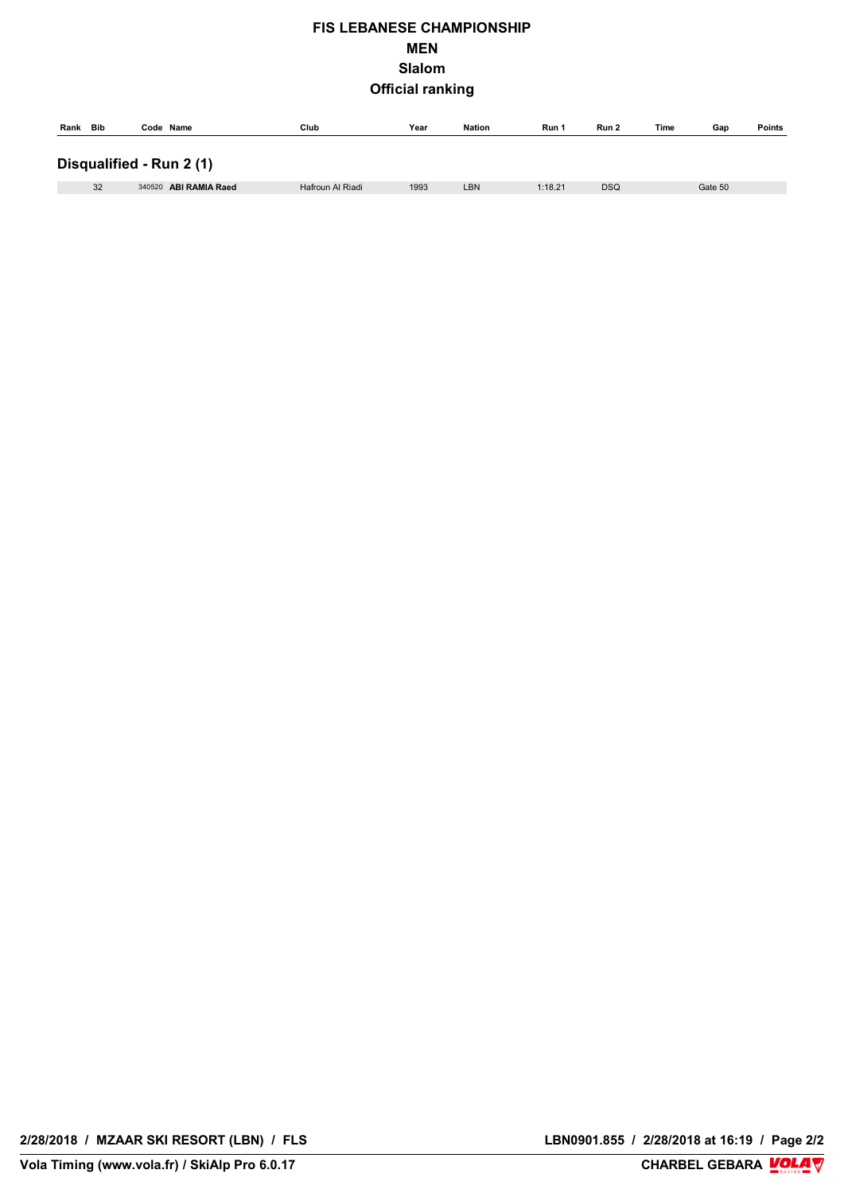# FIS LEBANESE CHAMPIONSHIP
## MEN
## Slalom
## Official ranking

| Rank | Bib | Code | Name | Club | Year | Nation | Run 1 | Run 2 | Time | Gap | Points |
|---|---|---|---|---|---|---|---|---|---|---|---|
| **Disqualified - Run 2 (1)** | | | | | | | | | | | |
| | 32 | 340520 | **ABI RAMIA Raed** | Hafroun Al Riadi | 1993 | LBN | 1:18.21 | DSQ | | Gate 50 | |

2/28/2018 / MZAAR SKI RESORT (LBN) / FLS

LBN0901.855 / 2/28/2018 at 16:19

Vola Timing (www.vola.fr) / SkiAlp Pro 6.0.17

CHARBEL GEBARA